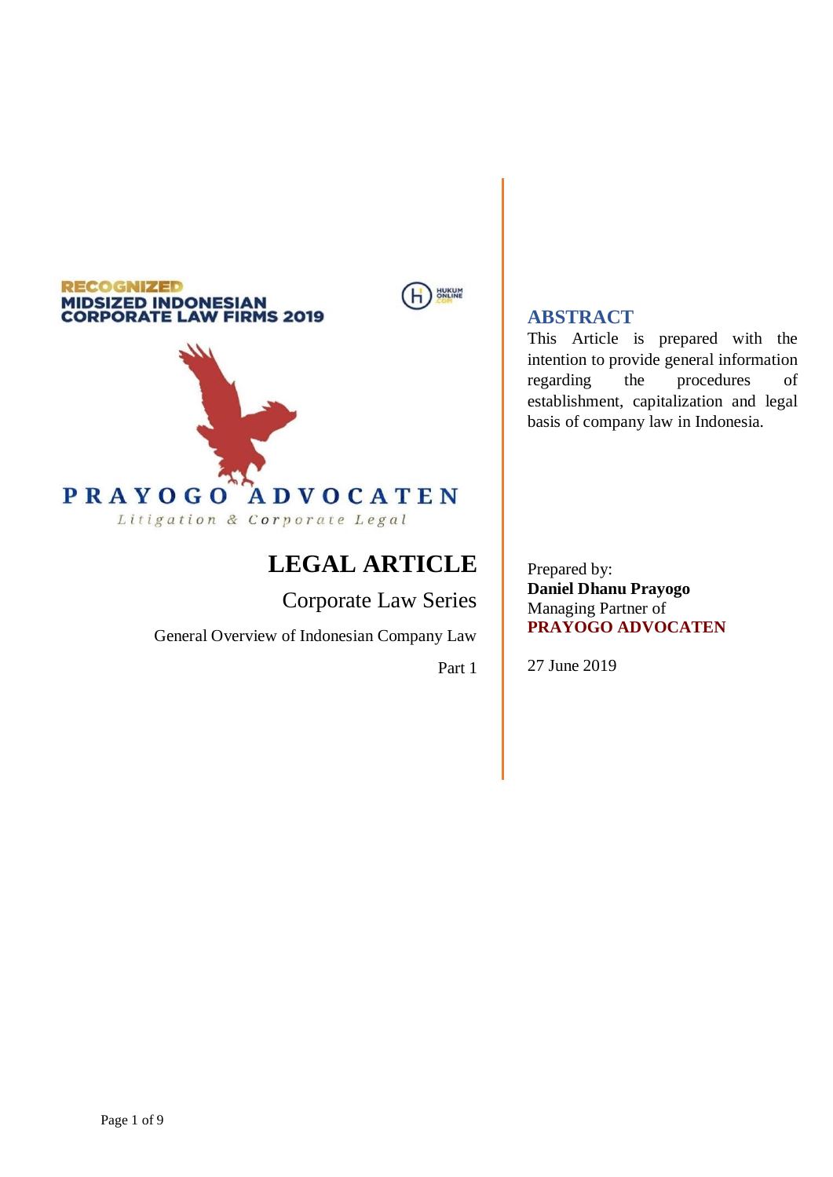RECOGNIZED
MIDSIZED INDONESIAN
CORPORATE LAW FIRMS 2019

PRAYOGO ADVOCATEN

*Litigation & Corporate Legal*

# LEGAL ARTICLE

## Corporate Law Series

General Overview of Indonesian Company Law

Part 1

### ABSTRACT

This Article is prepared with the intention to provide general information regarding the procedures of establishment, capitalization and legal basis of company law in Indonesia.

Prepared by:
**Daniel Dhanu Prayogo**
Managing Partner of
**PRAYOGO ADVOCATEN**

27 June 2019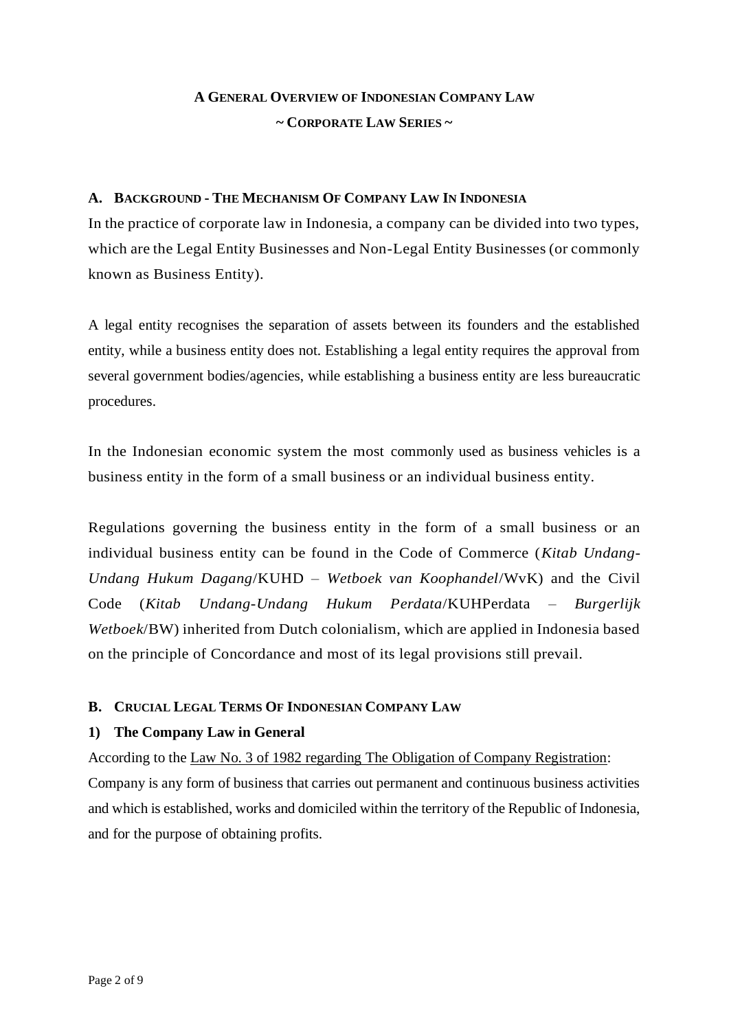**A GENERAL OVERVIEW OF INDONESIAN COMPANY LAW**

**~ CORPORATE LAW SERIES ~**

## A. BACKGROUND - THE MECHANISM OF COMPANY LAW IN INDONESIA

In the practice of corporate law in Indonesia, a company can be divided into two types, which are the Legal Entity Businesses and Non-Legal Entity Businesses (or commonly known as Business Entity).

A legal entity recognises the separation of assets between its founders and the established entity, while a business entity does not. Establishing a legal entity requires the approval from several government bodies/agencies, while establishing a business entity are less bureaucratic procedures.

In the Indonesian economic system the most commonly used as business vehicles is a business entity in the form of a small business or an individual business entity.

Regulations governing the business entity in the form of a small business or an individual business entity can be found in the Code of Commerce (*Kitab Undang-Undang Hukum Dagang*/KUHD – *Wetboek van Koophandel*/WvK) and the Civil Code (*Kitab Undang-Undang Hukum Perdata*/KUHPerdata – *Burgerlijk Wetboek*/BW) inherited from Dutch colonialism, which are applied in Indonesia based on the principle of Concordance and most of its legal provisions still prevail.

## B. CRUCIAL LEGAL TERMS OF INDONESIAN COMPANY LAW

### 1) The Company Law in General

According to the Law No. 3 of 1982 regarding The Obligation of Company Registration:
Company is any form of business that carries out permanent and continuous business activities and which is established, works and domiciled within the territory of the Republic of Indonesia, and for the purpose of obtaining profits.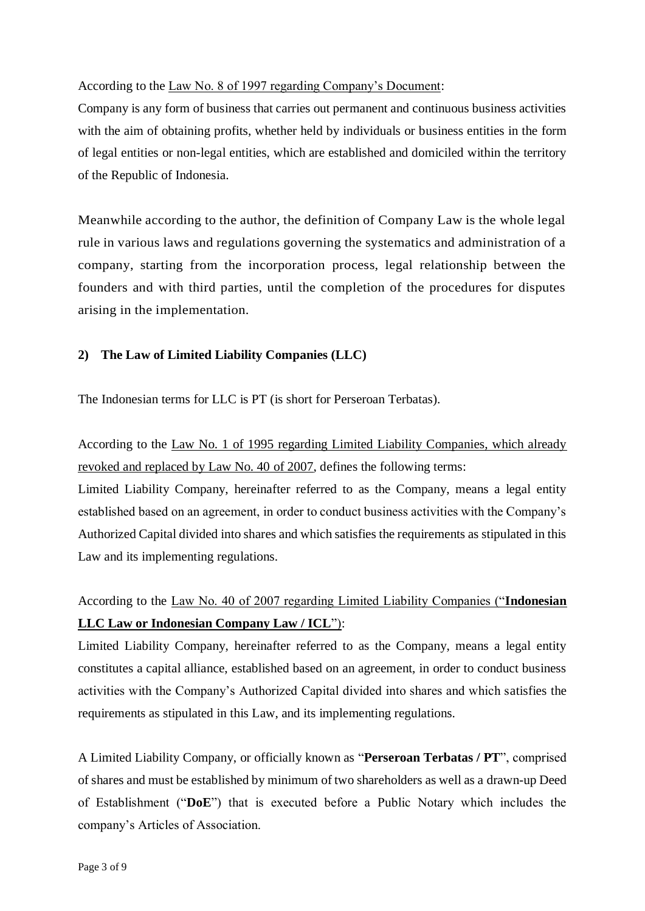According to the Law No. 8 of 1997 regarding Company's Document:

Company is any form of business that carries out permanent and continuous business activities with the aim of obtaining profits, whether held by individuals or business entities in the form of legal entities or non-legal entities, which are established and domiciled within the territory of the Republic of Indonesia.

Meanwhile according to the author, the definition of Company Law is the whole legal rule in various laws and regulations governing the systematics and administration of a company, starting from the incorporation process, legal relationship between the founders and with third parties, until the completion of the procedures for disputes arising in the implementation.

### 2) The Law of Limited Liability Companies (LLC)

The Indonesian terms for LLC is PT (is short for Perseroan Terbatas).

According to the Law No. 1 of 1995 regarding Limited Liability Companies, which already revoked and replaced by Law No. 40 of 2007, defines the following terms:

Limited Liability Company, hereinafter referred to as the Company, means a legal entity established based on an agreement, in order to conduct business activities with the Company's Authorized Capital divided into shares and which satisfies the requirements as stipulated in this Law and its implementing regulations.

According to the Law No. 40 of 2007 regarding Limited Liability Companies ("**Indonesian LLC Law or Indonesian Company Law / ICL**"):

Limited Liability Company, hereinafter referred to as the Company, means a legal entity constitutes a capital alliance, established based on an agreement, in order to conduct business activities with the Company's Authorized Capital divided into shares and which satisfies the requirements as stipulated in this Law, and its implementing regulations.

A Limited Liability Company, or officially known as "**Perseroan Terbatas / PT**", comprised of shares and must be established by minimum of two shareholders as well as a drawn-up Deed of Establishment ("**DoE**") that is executed before a Public Notary which includes the company's Articles of Association.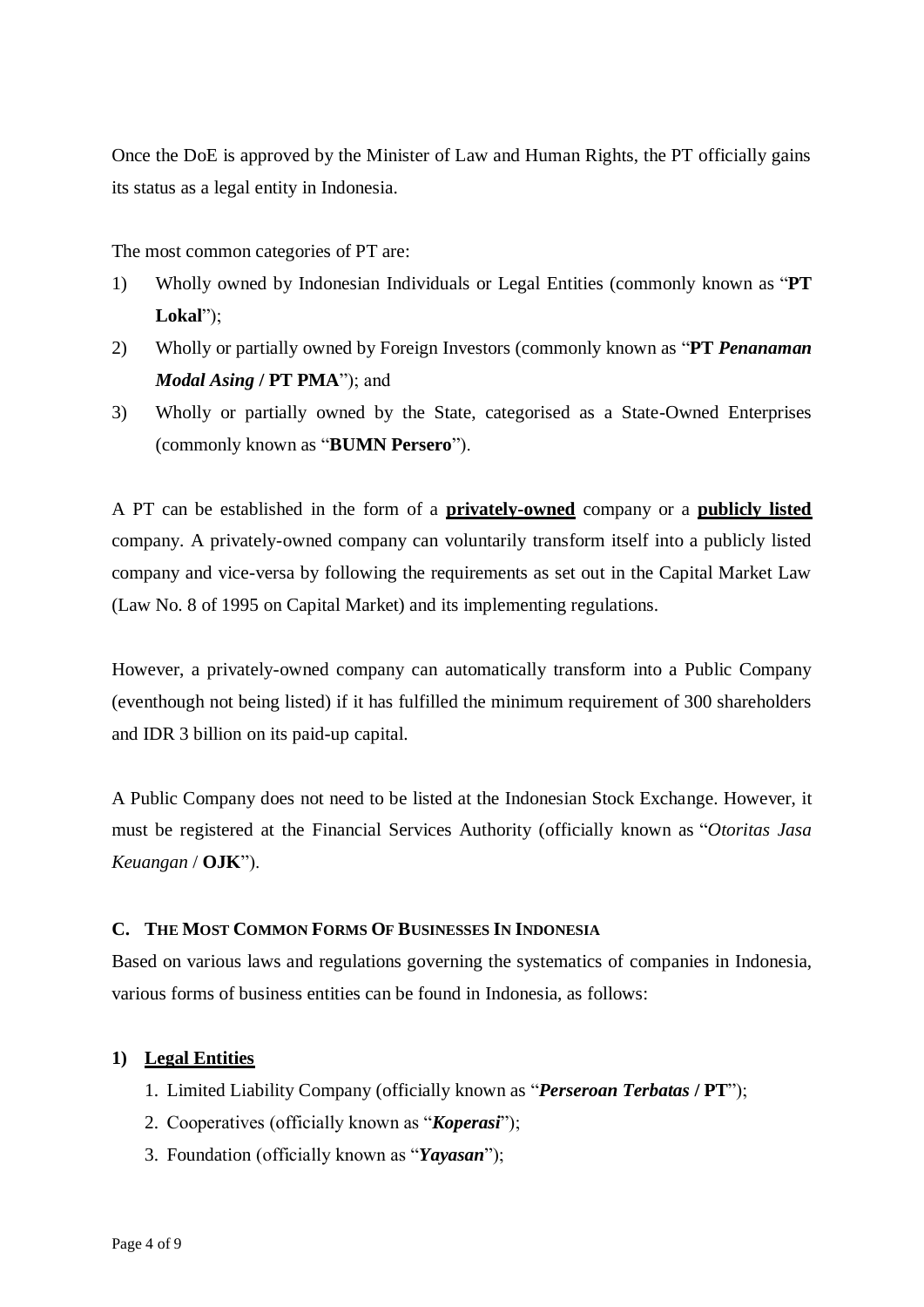Once the DoE is approved by the Minister of Law and Human Rights, the PT officially gains its status as a legal entity in Indonesia.

The most common categories of PT are:

1) Wholly owned by Indonesian Individuals or Legal Entities (commonly known as "**PT Lokal**");
2) Wholly or partially owned by Foreign Investors (commonly known as "**PT *Penanaman Modal Asing* / PT PMA**"); and
3) Wholly or partially owned by the State, categorised as a State-Owned Enterprises (commonly known as "**BUMN Persero**").

A PT can be established in the form of a **<u>privately-owned</u>** company or a **<u>publicly listed</u>** company. A privately-owned company can voluntarily transform itself into a publicly listed company and vice-versa by following the requirements as set out in the Capital Market Law (Law No. 8 of 1995 on Capital Market) and its implementing regulations.

However, a privately-owned company can automatically transform into a Public Company (eventhough not being listed) if it has fulfilled the minimum requirement of 300 shareholders and IDR 3 billion on its paid-up capital.

A Public Company does not need to be listed at the Indonesian Stock Exchange. However, it must be registered at the Financial Services Authority (officially known as "*Otoritas Jasa Keuangan* / **OJK**").

## C. The Most Common Forms Of Businesses In Indonesia

Based on various laws and regulations governing the systematics of companies in Indonesia, various forms of business entities can be found in Indonesia, as follows:

### 1) <u>Legal Entities</u>

1. Limited Liability Company (officially known as "***Perseroan Terbatas* / PT**");
2. Cooperatives (officially known as "***Koperasi***");
3. Foundation (officially known as "***Yayasan***");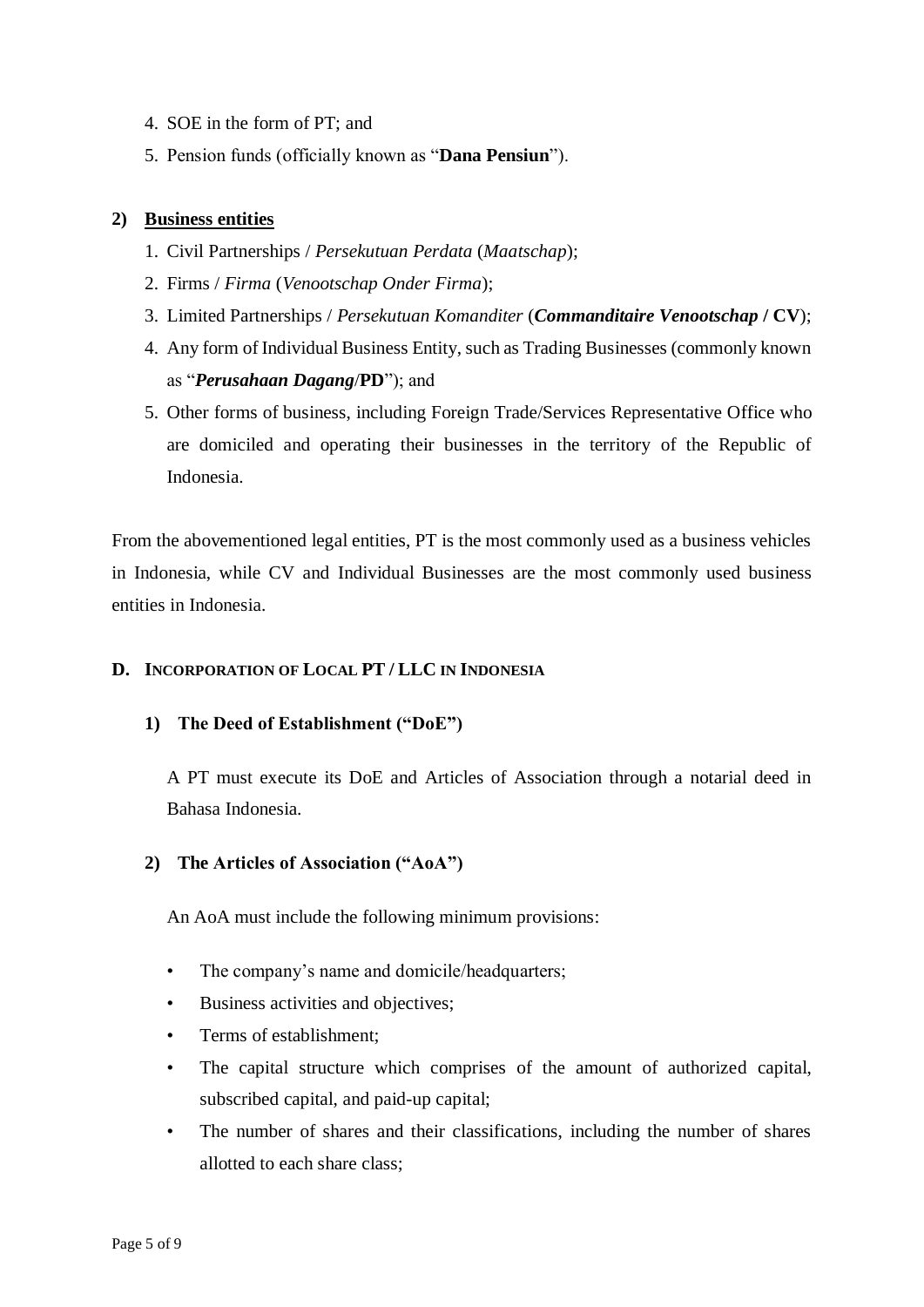4. SOE in the form of PT; and
5. Pension funds (officially known as "**Dana Pensiun**").

**2) <u>Business entities</u>**

1. Civil Partnerships / *Persekutuan Perdata* (*Maatschap*);
2. Firms / *Firma* (*Venootschap Onder Firma*);
3. Limited Partnerships / *Persekutuan Komanditer* (***Commanditaire Venootschap* / CV**);
4. Any form of Individual Business Entity, such as Trading Businesses (commonly known as "***Perusahaan Dagang*/PD**"); and
5. Other forms of business, including Foreign Trade/Services Representative Office who are domiciled and operating their businesses in the territory of the Republic of Indonesia.

From the abovementioned legal entities, PT is the most commonly used as a business vehicles in Indonesia, while CV and Individual Businesses are the most commonly used business entities in Indonesia.

## D. INCORPORATION OF LOCAL PT / LLC IN INDONESIA

### 1) The Deed of Establishment ("DoE")

A PT must execute its DoE and Articles of Association through a notarial deed in Bahasa Indonesia.

### 2) The Articles of Association ("AoA")

An AoA must include the following minimum provisions:

- The company's name and domicile/headquarters;
- Business activities and objectives;
- Terms of establishment;
- The capital structure which comprises of the amount of authorized capital, subscribed capital, and paid-up capital;
- The number of shares and their classifications, including the number of shares allotted to each share class;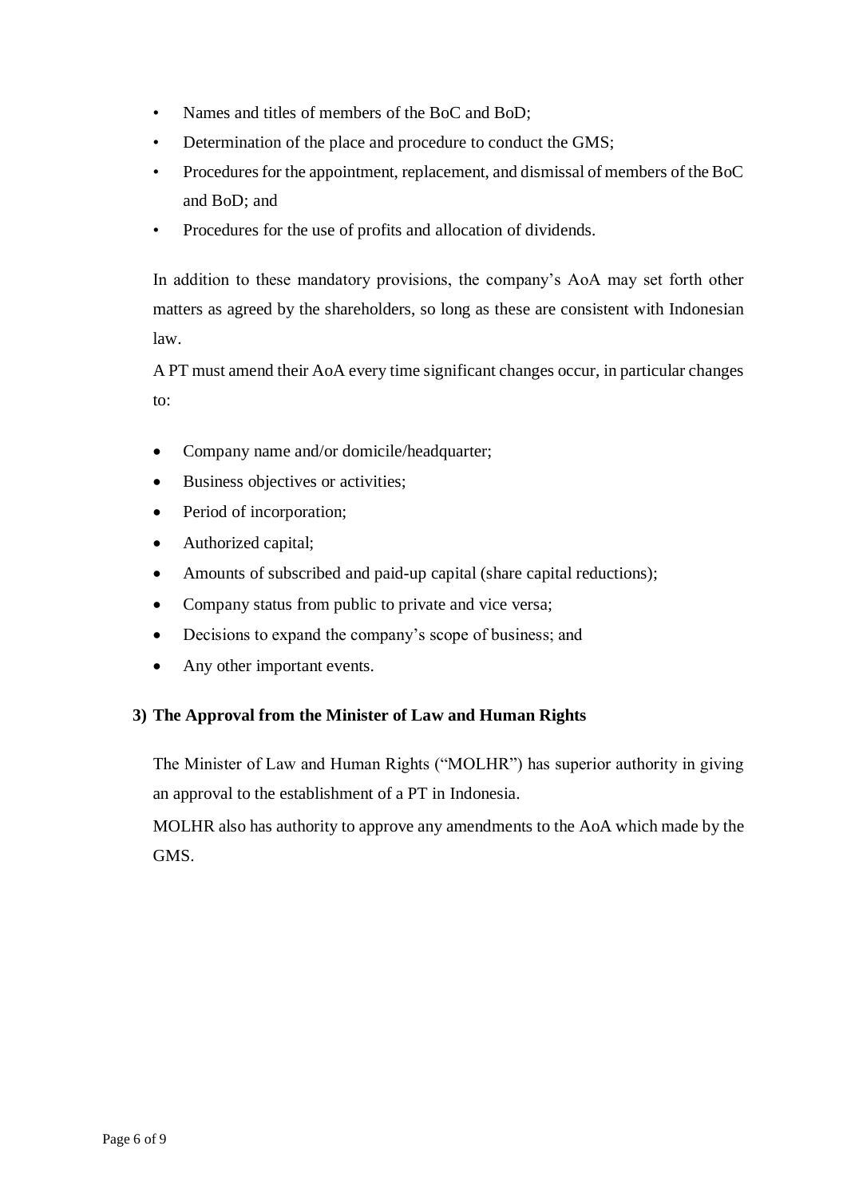- Names and titles of members of the BoC and BoD;
- Determination of the place and procedure to conduct the GMS;
- Procedures for the appointment, replacement, and dismissal of members of the BoC and BoD; and
- Procedures for the use of profits and allocation of dividends.

In addition to these mandatory provisions, the company's AoA may set forth other matters as agreed by the shareholders, so long as these are consistent with Indonesian law.

A PT must amend their AoA every time significant changes occur, in particular changes to:

- Company name and/or domicile/headquarter;
- Business objectives or activities;
- Period of incorporation;
- Authorized capital;
- Amounts of subscribed and paid-up capital (share capital reductions);
- Company status from public to private and vice versa;
- Decisions to expand the company's scope of business; and
- Any other important events.

### 3) The Approval from the Minister of Law and Human Rights

The Minister of Law and Human Rights ("MOLHR") has superior authority in giving an approval to the establishment of a PT in Indonesia.

MOLHR also has authority to approve any amendments to the AoA which made by the GMS.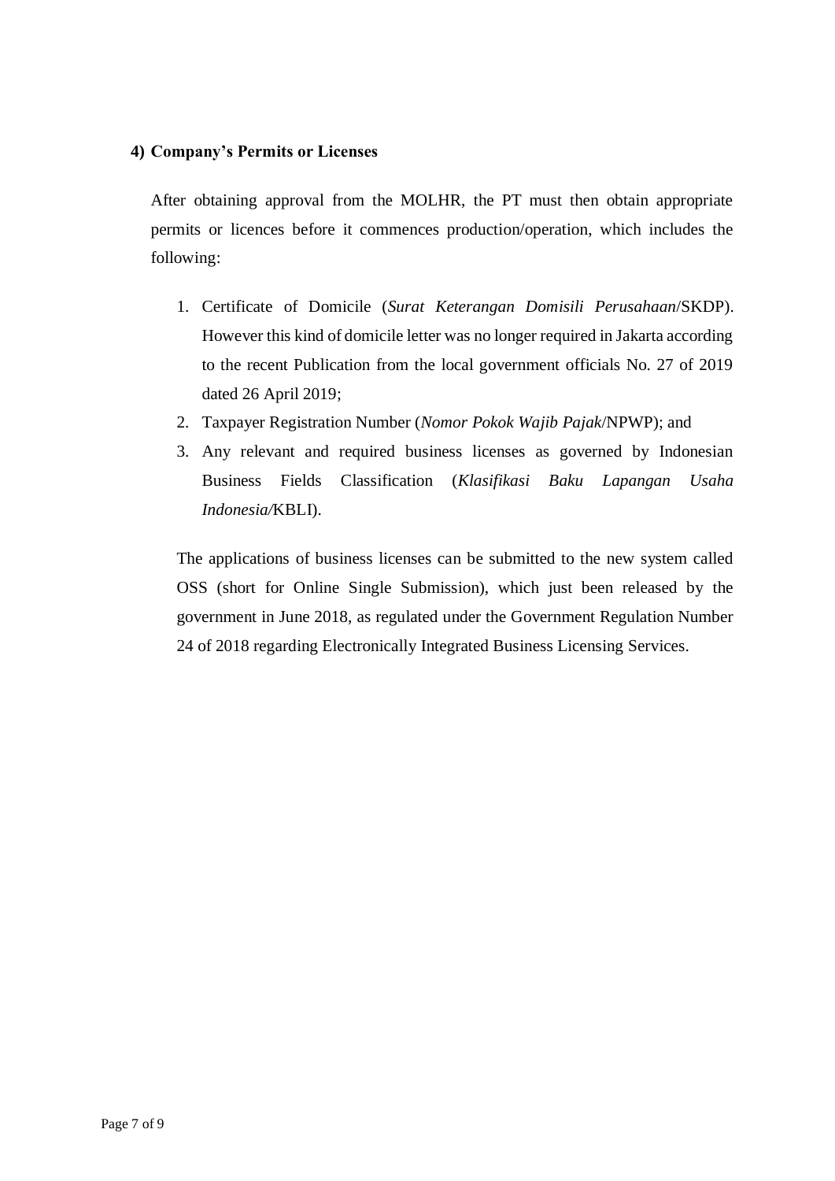#### 4) Company's Permits or Licenses

After obtaining approval from the MOLHR, the PT must then obtain appropriate permits or licences before it commences production/operation, which includes the following:

1. Certificate of Domicile (*Surat Keterangan Domisili Perusahaan*/SKDP). However this kind of domicile letter was no longer required in Jakarta according to the recent Publication from the local government officials No. 27 of 2019 dated 26 April 2019;
2. Taxpayer Registration Number (*Nomor Pokok Wajib Pajak*/NPWP); and
3. Any relevant and required business licenses as governed by Indonesian Business Fields Classification (*Klasifikasi Baku Lapangan Usaha Indonesia/*KBLI).

The applications of business licenses can be submitted to the new system called OSS (short for Online Single Submission), which just been released by the government in June 2018, as regulated under the Government Regulation Number 24 of 2018 regarding Electronically Integrated Business Licensing Services.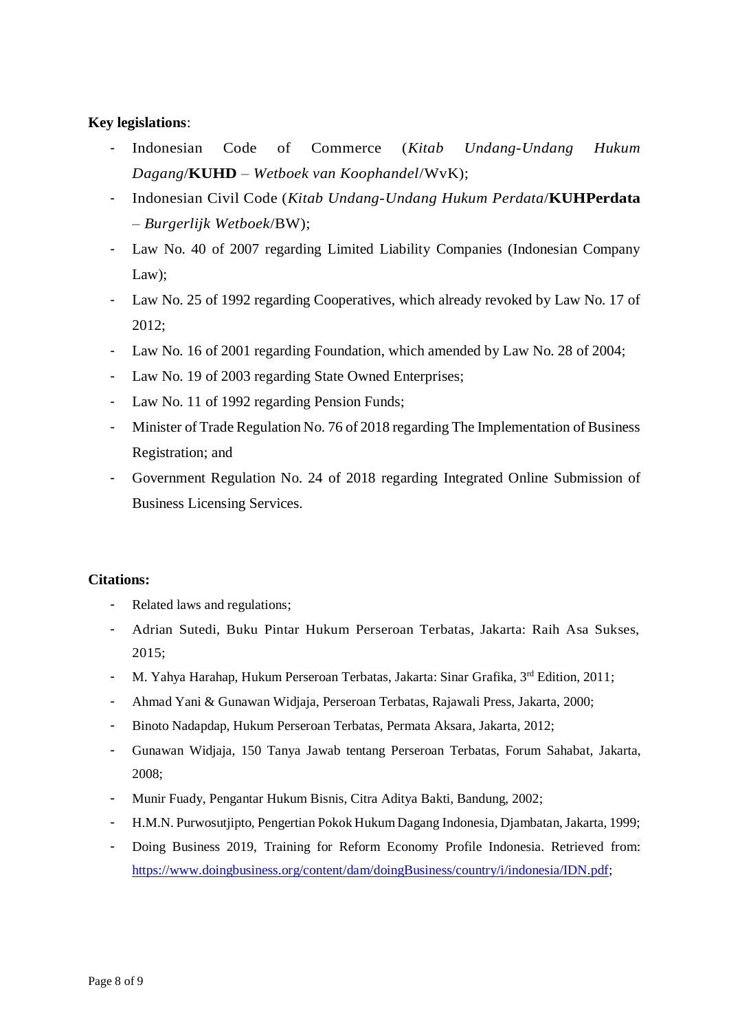**Key legislations**:

- Indonesian Code of Commerce (*Kitab Undang-Undang Hukum Dagang*/**KUHD** – *Wetboek van Koophandel*/WvK);
- Indonesian Civil Code (*Kitab Undang-Undang Hukum Perdata*/**KUHPerdata** – *Burgerlijk Wetboek*/BW);
- Law No. 40 of 2007 regarding Limited Liability Companies (Indonesian Company Law);
- Law No. 25 of 1992 regarding Cooperatives, which already revoked by Law No. 17 of 2012;
- Law No. 16 of 2001 regarding Foundation, which amended by Law No. 28 of 2004;
- Law No. 19 of 2003 regarding State Owned Enterprises;
- Law No. 11 of 1992 regarding Pension Funds;
- Minister of Trade Regulation No. 76 of 2018 regarding The Implementation of Business Registration; and
- Government Regulation No. 24 of 2018 regarding Integrated Online Submission of Business Licensing Services.

**Citations:**

- Related laws and regulations;
- Adrian Sutedi, Buku Pintar Hukum Perseroan Terbatas, Jakarta: Raih Asa Sukses, 2015;
- M. Yahya Harahap, Hukum Perseroan Terbatas, Jakarta: Sinar Grafika, 3rd Edition, 2011;
- Ahmad Yani & Gunawan Widjaja, Perseroan Terbatas, Rajawali Press, Jakarta, 2000;
- Binoto Nadapdap, Hukum Perseroan Terbatas, Permata Aksara, Jakarta, 2012;
- Gunawan Widjaja, 150 Tanya Jawab tentang Perseroan Terbatas, Forum Sahabat, Jakarta, 2008;
- Munir Fuady, Pengantar Hukum Bisnis, Citra Aditya Bakti, Bandung, 2002;
- H.M.N. Purwosutjipto, Pengertian Pokok Hukum Dagang Indonesia, Djambatan, Jakarta, 1999;
- Doing Business 2019, Training for Reform Economy Profile Indonesia. Retrieved from: https://www.doingbusiness.org/content/dam/doingBusiness/country/i/indonesia/IDN.pdf;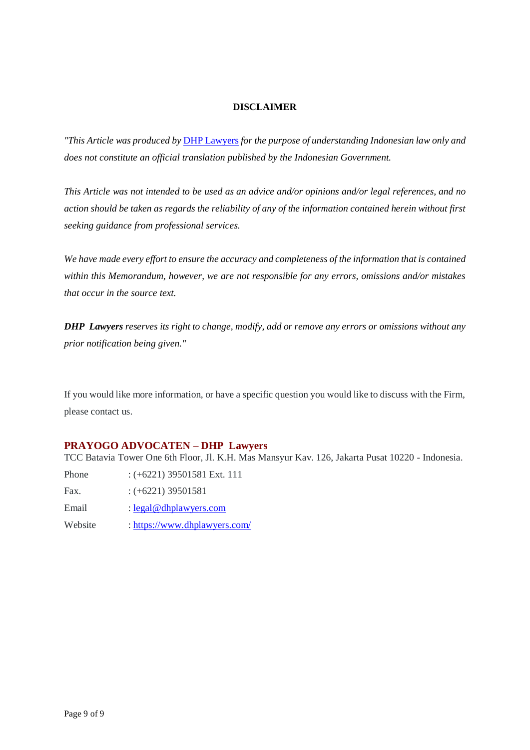## DISCLAIMER

*"This Article was produced by* [DHP Lawyers] *for the purpose of understanding Indonesian law only and does not constitute an official translation published by the Indonesian Government.*

*This Article was not intended to be used as an advice and/or opinions and/or legal references, and no action should be taken as regards the reliability of any of the information contained herein without first seeking guidance from professional services.*

*We have made every effort to ensure the accuracy and completeness of the information that is contained within this Memorandum, however, we are not responsible for any errors, omissions and/or mistakes that occur in the source text.*

***DHP Lawyers*** *reserves its right to change, modify, add or remove any errors or omissions without any prior notification being given."*

If you would like more information, or have a specific question you would like to discuss with the Firm, please contact us.

**PRAYOGO ADVOCATEN – DHP Lawyers**

TCC Batavia Tower One 6th Floor, Jl. K.H. Mas Mansyur Kav. 126, Jakarta Pusat 10220 - Indonesia.

| | |
|---|---|
| Phone | : (+6221) 39501581 Ext. 111 |
| Fax. | : (+6221) 39501581 |
| Email | : legal@dhplawyers.com |
| Website | : https://www.dhplawyers.com/ |